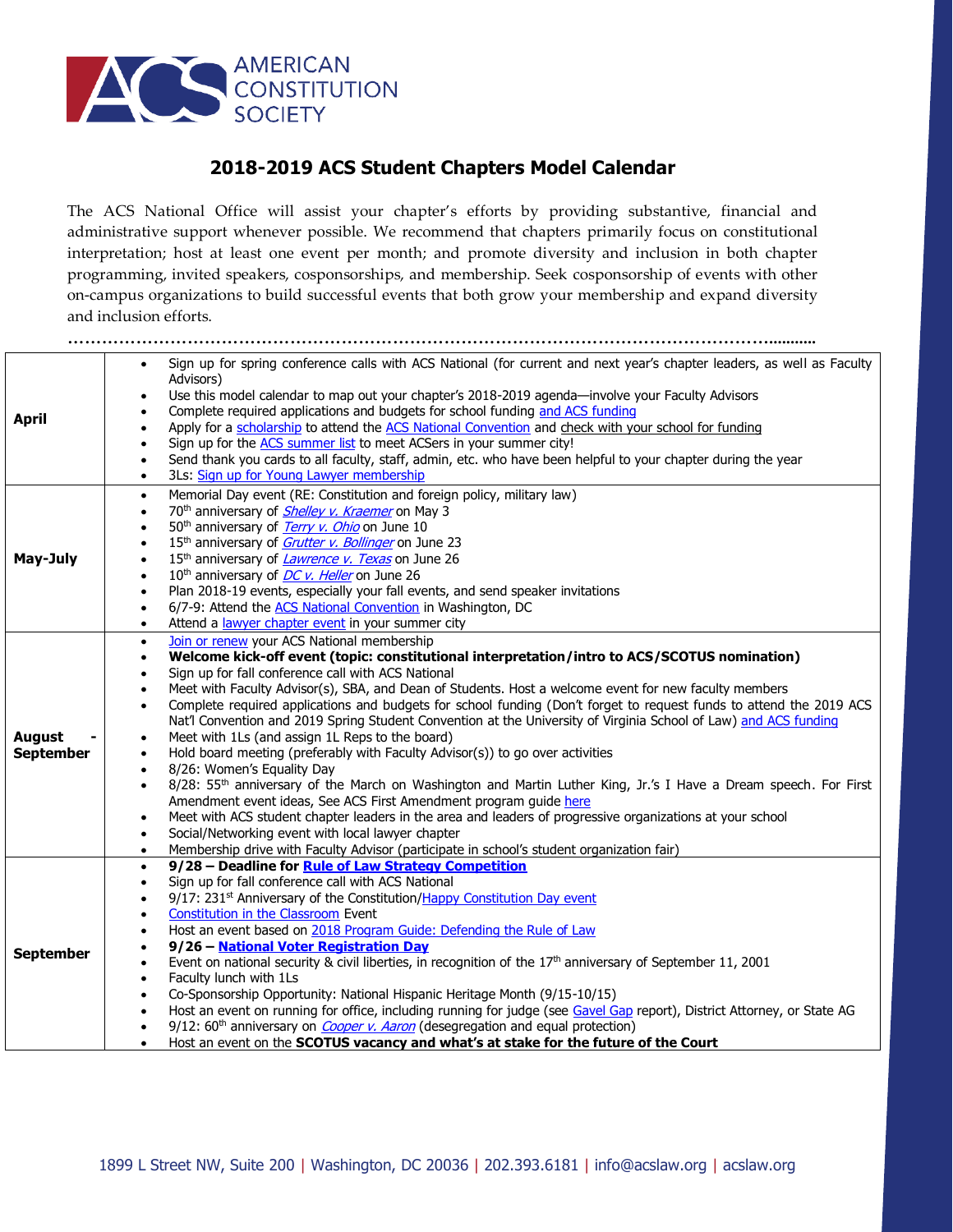AMERICAN CONSTITUTION SOCIETY

# 2018-2019 ACS Student Chapters Model Calendar

The ACS National Office will assist your chapter's efforts by providing substantive, financial and administrative support whenever possible. We recommend that chapters primarily focus on constitutional interpretation; host at least one event per month; and promote diversity and inclusion in both chapter programming, invited speakers, cosponsorships, and membership. Seek cosponsorship of events with other on-campus organizations to build successful events that both grow your membership and expand diversity and inclusion efforts.

| Month | Activities |
| --- | --- |
| **April** | • Sign up for spring conference calls with ACS National (for current and next year's chapter leaders, as well as Faculty Advisors)<br>• Use this model calendar to map out your chapter's 2018-2019 agenda—involve your Faculty Advisors<br>• Complete required applications and budgets for school funding and ACS funding<br>• Apply for a scholarship to attend the ACS National Convention and check with your school for funding<br>• Sign up for the ACS summer list to meet ACSers in your summer city!<br>• Send thank you cards to all faculty, staff, admin, etc. who have been helpful to your chapter during the year<br>• 3Ls: Sign up for Young Lawyer membership |
| **May-July** | • Memorial Day event (RE: Constitution and foreign policy, military law)<br>• 70th anniversary of *Shelley v. Kraemer* on May 3<br>• 50th anniversary of *Terry v. Ohio* on June 10<br>• 15th anniversary of *Grutter v. Bollinger* on June 23<br>• 15th anniversary of *Lawrence v. Texas* on June 26<br>• 10th anniversary of *DC v. Heller* on June 26<br>• Plan 2018-19 events, especially your fall events, and send speaker invitations<br>• 6/7-9: Attend the ACS National Convention in Washington, DC<br>• Attend a lawyer chapter event in your summer city |
| **August - September** | • Join or renew your ACS National membership<br>• **Welcome kick-off event (topic: constitutional interpretation/intro to ACS/SCOTUS nomination)**<br>• Sign up for fall conference call with ACS National<br>• Meet with Faculty Advisor(s), SBA, and Dean of Students. Host a welcome event for new faculty members<br>• Complete required applications and budgets for school funding (Don't forget to request funds to attend the 2019 ACS Nat'l Convention and 2019 Spring Student Convention at the University of Virginia School of Law) and ACS funding<br>• Meet with 1Ls (and assign 1L Reps to the board)<br>• Hold board meeting (preferably with Faculty Advisor(s)) to go over activities<br>• 8/26: Women's Equality Day<br>• 8/28: 55th anniversary of the March on Washington and Martin Luther King, Jr.'s I Have a Dream speech. For First Amendment event ideas, See ACS First Amendment program guide here<br>• Meet with ACS student chapter leaders in the area and leaders of progressive organizations at your school<br>• Social/Networking event with local lawyer chapter<br>• Membership drive with Faculty Advisor (participate in school's student organization fair) |
| **September** | • **9/28 – Deadline for Rule of Law Strategy Competition**<br>• Sign up for fall conference call with ACS National<br>• 9/17: 231st Anniversary of the Constitution/Happy Constitution Day event<br>• Constitution in the Classroom Event<br>• Host an event based on 2018 Program Guide: Defending the Rule of Law<br>• **9/26 – National Voter Registration Day**<br>• Event on national security & civil liberties, in recognition of the 17th anniversary of September 11, 2001<br>• Faculty lunch with 1Ls<br>• Co-Sponsorship Opportunity: National Hispanic Heritage Month (9/15-10/15)<br>• Host an event on running for office, including running for judge (see Gavel Gap report), District Attorney, or State AG<br>• 9/12: 60th anniversary on *Cooper v. Aaron* (desegregation and equal protection)<br>• Host an event on the **SCOTUS vacancy and what's at stake for the future of the Court** |

1899 L Street NW, Suite 200 | Washington, DC 20036 | 202.393.6181 | info@acslaw.org | acslaw.org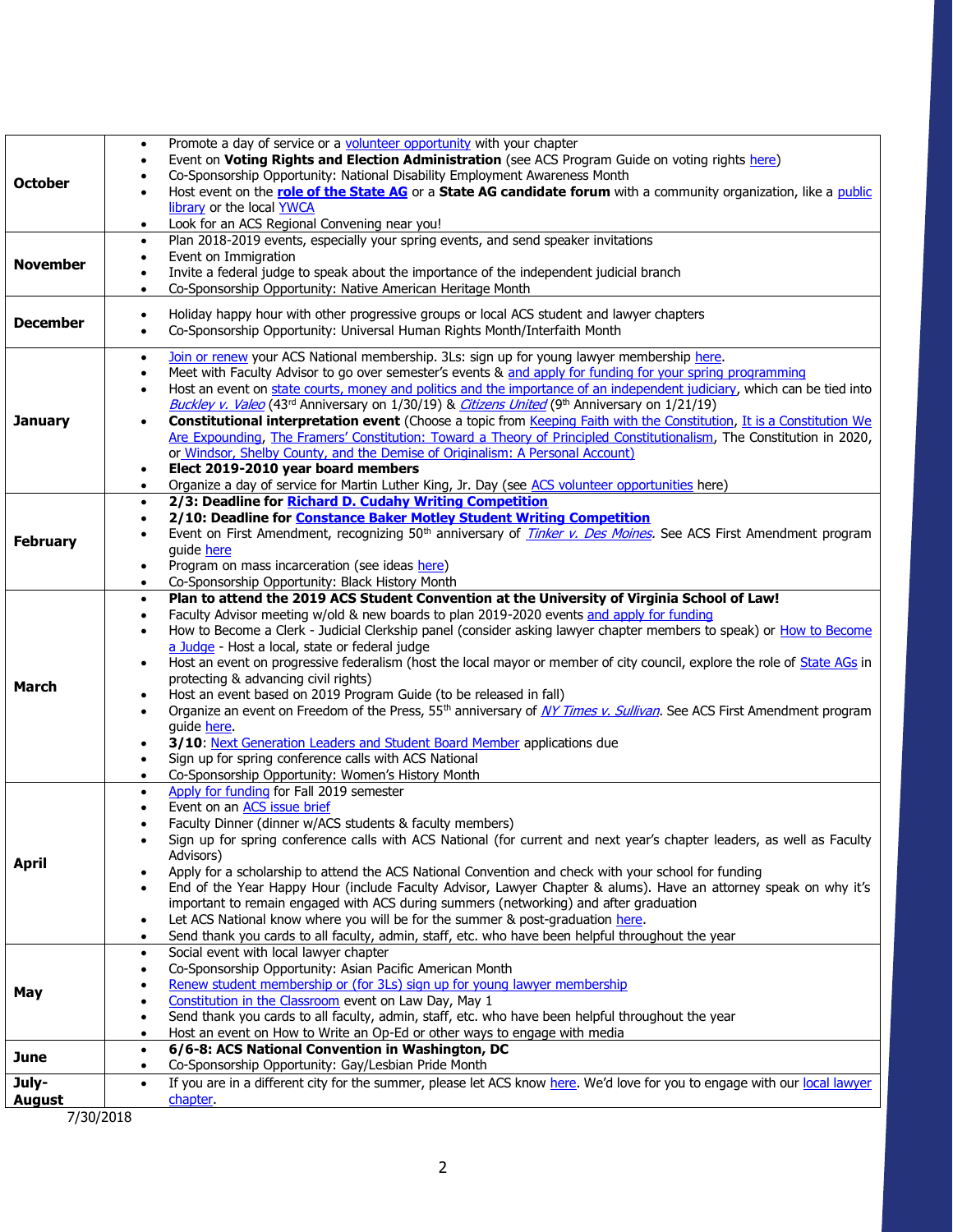| | |
|---|---|
| **October** | • Promote a day of service or a volunteer opportunity with your chapter<br>• Event on **Voting Rights and Election Administration** (see ACS Program Guide on voting rights here)<br>• Co-Sponsorship Opportunity: National Disability Employment Awareness Month<br>• Host event on the **role of the State AG** or a **State AG candidate forum** with a community organization, like a public library or the local YWCA<br>• Look for an ACS Regional Convening near you! |
| **November** | • Plan 2018-2019 events, especially your spring events, and send speaker invitations<br>• Event on Immigration<br>• Invite a federal judge to speak about the importance of the independent judicial branch<br>• Co-Sponsorship Opportunity: Native American Heritage Month |
| **December** | • Holiday happy hour with other progressive groups or local ACS student and lawyer chapters<br>• Co-Sponsorship Opportunity: Universal Human Rights Month/Interfaith Month |
| **January** | • Join or renew your ACS National membership. 3Ls: sign up for young lawyer membership here.<br>• Meet with Faculty Advisor to go over semester's events & and apply for funding for your spring programming<br>• Host an event on state courts, money and politics and the importance of an independent judiciary, which can be tied into *Buckley v. Valeo* (43rd Anniversary on 1/30/19) & *Citizens United* (9th Anniversary on 1/21/19)<br>• **Constitutional interpretation event** (Choose a topic from Keeping Faith with the Constitution, It is a Constitution We Are Expounding, The Framers' Constitution: Toward a Theory of Principled Constitutionalism, The Constitution in 2020, or Windsor, Shelby County, and the Demise of Originalism: A Personal Account)<br>• **Elect 2019-2010 year board members**<br>• Organize a day of service for Martin Luther King, Jr. Day (see ACS volunteer opportunities here) |
| **February** | • **2/3: Deadline for Richard D. Cudahy Writing Competition**<br>• **2/10: Deadline for Constance Baker Motley Student Writing Competition**<br>• Event on First Amendment, recognizing 50th anniversary of *Tinker v. Des Moines*. See ACS First Amendment program guide here<br>• Program on mass incarceration (see ideas here)<br>• Co-Sponsorship Opportunity: Black History Month |
| **March** | • **Plan to attend the 2019 ACS Student Convention at the University of Virginia School of Law!**<br>• Faculty Advisor meeting w/old & new boards to plan 2019-2020 events and apply for funding<br>• How to Become a Clerk - Judicial Clerkship panel (consider asking lawyer chapter members to speak) or How to Become a Judge - Host a local, state or federal judge<br>• Host an event on progressive federalism (host the local mayor or member of city council, explore the role of State AGs in protecting & advancing civil rights)<br>• Host an event based on 2019 Program Guide (to be released in fall)<br>• Organize an event on Freedom of the Press, 55th anniversary of *NY Times v. Sullivan*. See ACS First Amendment program guide here.<br>• **3/10**: Next Generation Leaders and Student Board Member applications due<br>• Sign up for spring conference calls with ACS National<br>• Co-Sponsorship Opportunity: Women's History Month |
| **April** | • Apply for funding for Fall 2019 semester<br>• Event on an ACS issue brief<br>• Faculty Dinner (dinner w/ACS students & faculty members)<br>• Sign up for spring conference calls with ACS National (for current and next year's chapter leaders, as well as Faculty Advisors)<br>• Apply for a scholarship to attend the ACS National Convention and check with your school for funding<br>• End of the Year Happy Hour (include Faculty Advisor, Lawyer Chapter & alums). Have an attorney speak on why it's important to remain engaged with ACS during summers (networking) and after graduation<br>• Let ACS National know where you will be for the summer & post-graduation here.<br>• Send thank you cards to all faculty, admin, staff, etc. who have been helpful throughout the year |
| **May** | • Social event with local lawyer chapter<br>• Co-Sponsorship Opportunity: Asian Pacific American Month<br>• Renew student membership or (for 3Ls) sign up for young lawyer membership<br>• Constitution in the Classroom event on Law Day, May 1<br>• Send thank you cards to all faculty, admin, staff, etc. who have been helpful throughout the year<br>• Host an event on How to Write an Op-Ed or other ways to engage with media |
| **June** | • **6/6-8: ACS National Convention in Washington, DC**<br>• Co-Sponsorship Opportunity: Gay/Lesbian Pride Month |
| **July-August** | • If you are in a different city for the summer, please let ACS know here. We'd love for you to engage with our local lawyer chapter. |

7/30/2018